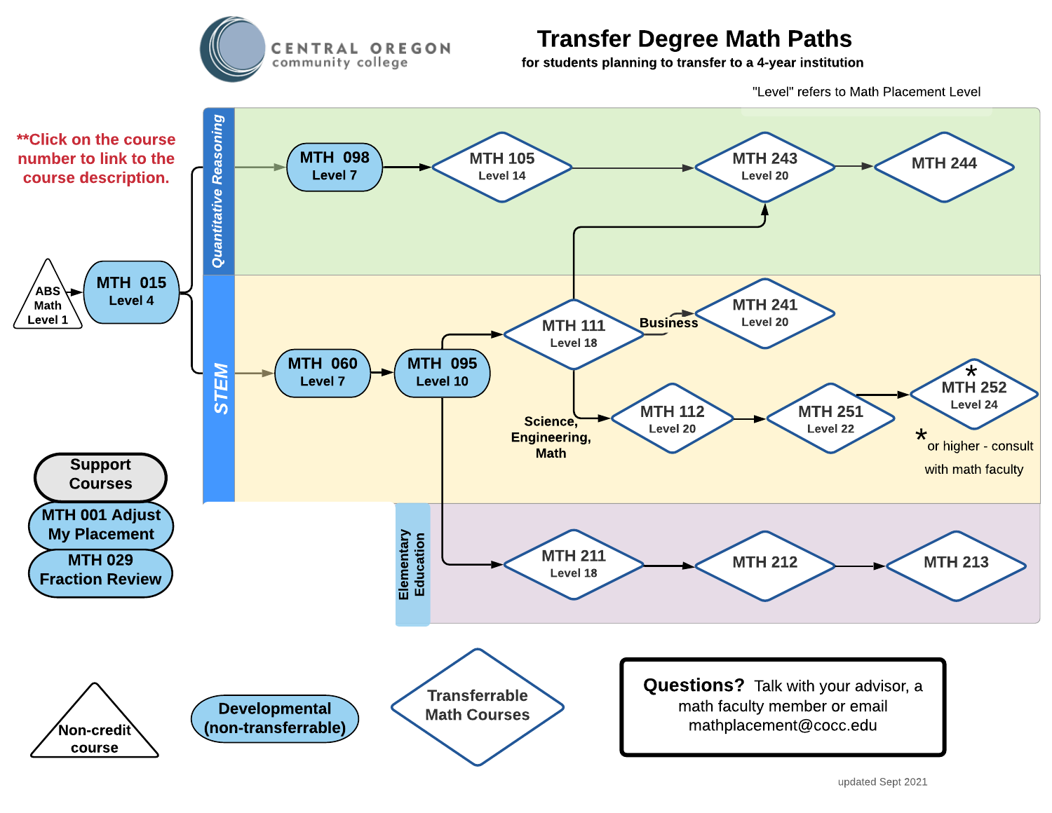# Transfer Degree Math Paths

**for students planning to transfer to a 4-year institution**

CENTRAL OREGON community college

"Level" refers to Math Placement Level

****Click on the course number to link to the course description.**

**ABS Math Level 1** → **MTH 015 Level 4**

## Quantitative Reasoning

MTH 098 Level 7 → MTH 105 Level 14 → MTH 243 Level 20 → MTH 244

## STEM

MTH 060 Level 7 → MTH 095 Level 10 → MTH 111 Level 18

- MTH 111 → MTH 243 Level 20
- **Business**: MTH 111 → MTH 241 Level 20
- **Science, Engineering, Math**: MTH 111 → MTH 112 Level 20 → MTH 251 Level 22 → MTH 252* Level 24

\* or higher - consult with math faculty

## Elementary Education

MTH 095 → MTH 211 Level 18 → MTH 212 → MTH 213

## Support Courses

- MTH 001 Adjust My Placement
- MTH 029 Fraction Review

## Legend

- Non-credit course
- Developmental (non-transferrable)
- Transferrable Math Courses

**Questions?** Talk with your advisor, a math faculty member or email mathplacement@cocc.edu

updated Sept 2021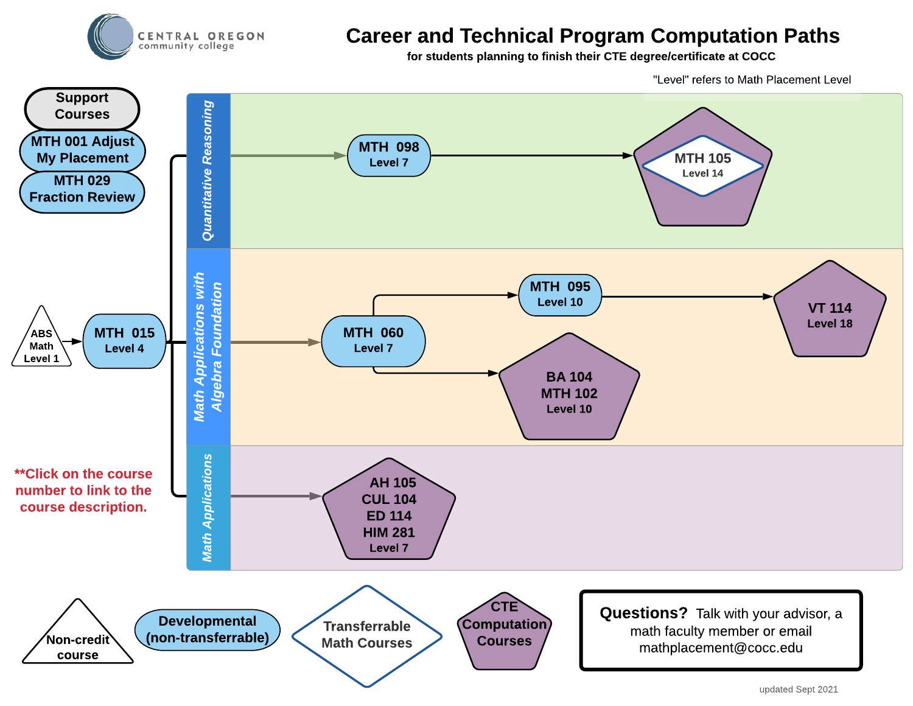Central Oregon community college

# Career and Technical Program Computation Paths

**for students planning to finish their CTE degree/certificate at COCC**

"Level" refers to Math Placement Level

**Support Courses**

- MTH 001 Adjust My Placement
- MTH 029 Fraction Review

ABS Math Level 1 → MTH 015 Level 4

**Quantitative Reasoning**

MTH 015 → MTH 098 Level 7 → MTH 105 Level 14

**Math Applications with Algebra Foundation**

MTH 015 → MTH 060 Level 7 → MTH 095 Level 10 → VT 114 Level 18

MTH 060 Level 7 → BA 104, MTH 102 Level 10

**Math Applications**

MTH 015 → AH 105, CUL 104, ED 114, HIM 281 Level 7

**\*\*Click on the course number to link to the course description.**

**Legend:**

- Non-credit course
- Developmental (non-transferrable)
- Transferrable Math Courses
- CTE Computation Courses

**Questions?** Talk with your advisor, a math faculty member or email mathplacement@cocc.edu

updated Sept 2021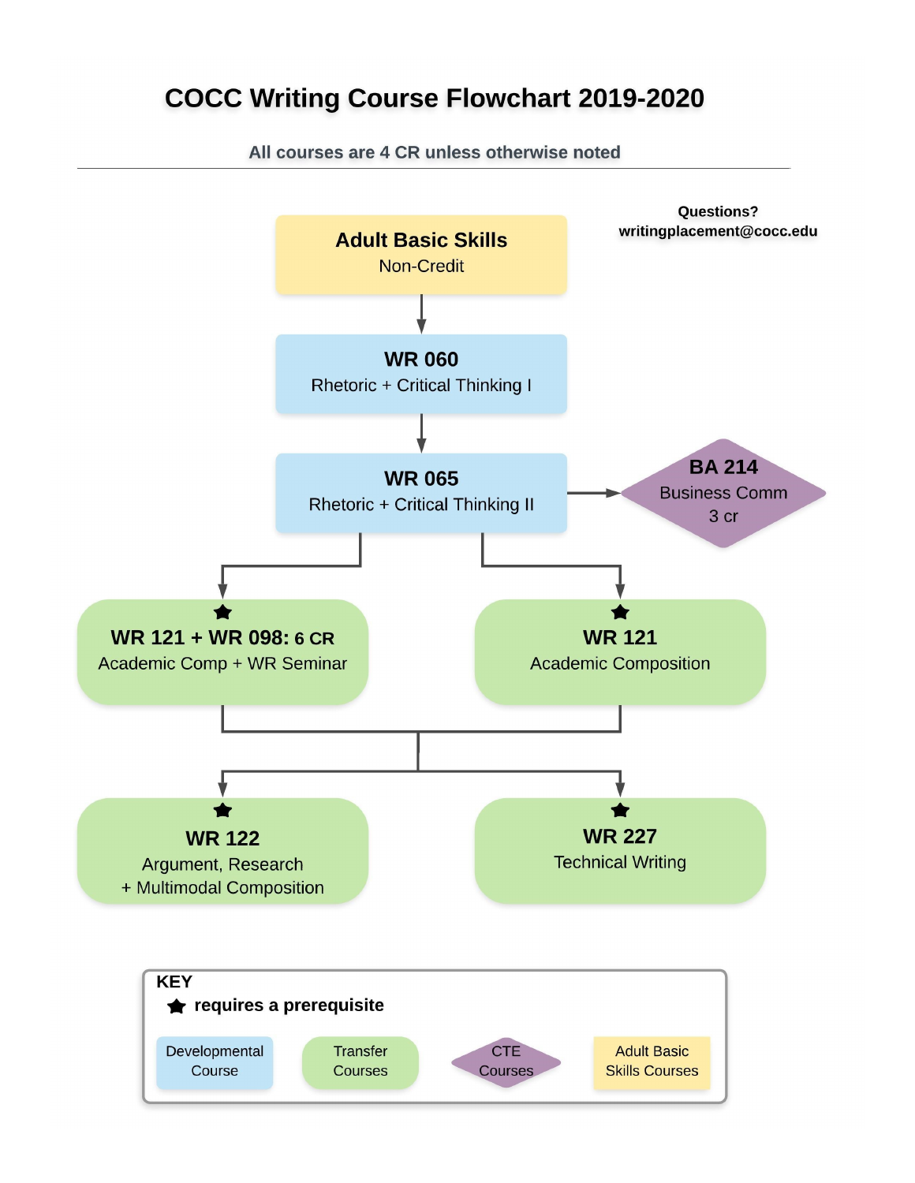# COCC Writing Course Flowchart 2019-2020

All courses are 4 CR unless otherwise noted

Questions?
writingplacement@cocc.edu

**Adult Basic Skills**
Non-Credit

**WR 060**
Rhetoric + Critical Thinking I

**WR 065**
Rhetoric + Critical Thinking II

**BA 214**
Business Comm
3 cr

★ **WR 121 + WR 098: 6 CR**
Academic Comp + WR Seminar

★ **WR 121**
Academic Composition

★ **WR 122**
Argument, Research
+ Multimodal Composition

★ **WR 227**
Technical Writing

**KEY**

★ **requires a prerequisite**

Developmental Course

Transfer Courses

CTE Courses

Adult Basic Skills Courses